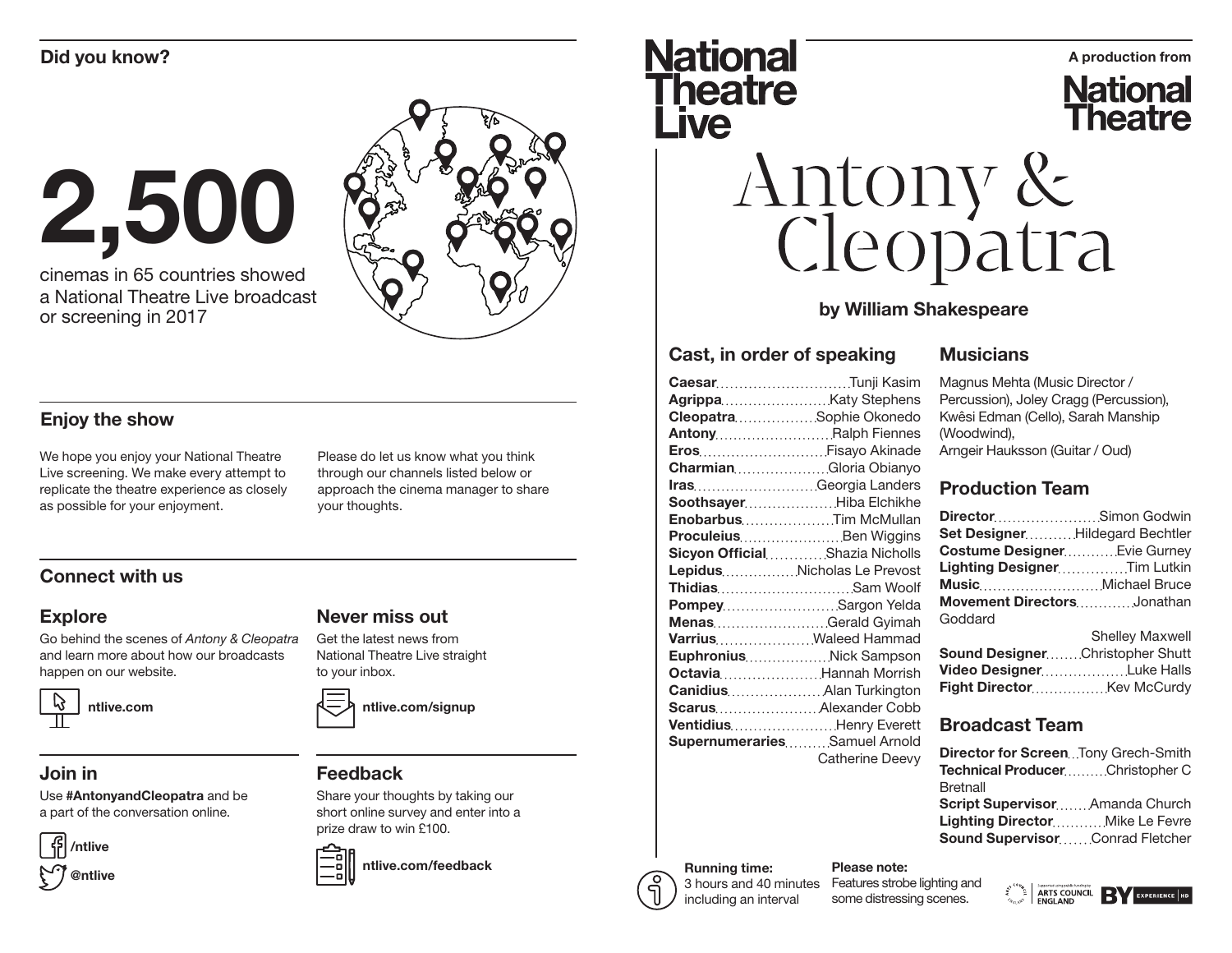## Did you know?

# 2,500

cinemas in 65 countries showed a National Theatre Live broadcast or screening in 2017

## Enjoy the show

We hope you enjoy your National Theatre Live screening. We make every attempt to replicate the theatre experience as closely as possible for your enjoyment.

Please do let us know what you think through our channels listed below or approach the cinema manager to share your thoughts.

## Connect with us

### Explore

Go behind the scenes of *Antony & Cleopatra* and learn more about how our broadcasts happen on our website.

**ntlive.com**

### Never miss out

Get the latest news from National Theatre Live straight to your inbox.

**ntlive.com/signup**

### Join in

Use **#AntonyandCleopatra** and be a part of the conversation online.

**/ntlive**

**@ntlive**

### Feedback

Share your thoughts by taking our short online survey and enter into a prize draw to win £100.

**ntlive.com/feedback**

---

National Theatre Live

A production from National Theatre

# Antony & Cleopatra

**by William Shakespeare**

## Cast, in order of speaking

| Role | Actor |
|---|---|
| **Caesar** | Tunji Kasim |
| **Agrippa** | Katy Stephens |
| **Cleopatra** | Sophie Okonedo |
| **Antony** | Ralph Fiennes |
| **Eros** | Fisayo Akinade |
| **Charmian** | Gloria Obianyo |
| **Iras** | Georgia Landers |
| **Soothsayer** | Hiba Elchikhe |
| **Enobarbus** | Tim McMullan |
| **Proculeius** | Ben Wiggins |
| **Sicyon Official** | Shazia Nicholls |
| **Lepidus** | Nicholas Le Prevost |
| **Thidias** | Sam Woolf |
| **Pompey** | Sargon Yelda |
| **Menas** | Gerald Gyimah |
| **Varrius** | Waleed Hammad |
| **Euphronius** | Nick Sampson |
| **Octavia** | Hannah Morrish |
| **Canidius** | Alan Turkington |
| **Scarus** | Alexander Cobb |
| **Ventidius** | Henry Everett |
| **Supernumeraries** | Samuel Arnold, Catherine Deevy |

## Musicians

Magnus Mehta (Music Director / Percussion), Joley Cragg (Percussion), Kwêsi Edman (Cello), Sarah Manship (Woodwind), Arngeir Hauksson (Guitar / Oud)

## Production Team

| Role | Name |
|---|---|
| **Director** | Simon Godwin |
| **Set Designer** | Hildegard Bechtler |
| **Costume Designer** | Evie Gurney |
| **Lighting Designer** | Tim Lutkin |
| **Music** | Michael Bruce |
| **Movement Directors** | Jonathan Goddard, Shelley Maxwell |
| **Sound Designer** | Christopher Shutt |
| **Video Designer** | Luke Halls |
| **Fight Director** | Kev McCurdy |

## Broadcast Team

| Role | Name |
|---|---|
| **Director for Screen** | Tony Grech-Smith |
| **Technical Producer** | Christopher C Bretnall |
| **Script Supervisor** | Amanda Church |
| **Lighting Director** | Mike Le Fevre |
| **Sound Supervisor** | Conrad Fletcher |

**Running time:**
3 hours and 40 minutes including an interval

**Please note:**
Features strobe lighting and some distressing scenes.

Supported using public funding by ARTS COUNCIL ENGLAND

BY EXPERIENCE HD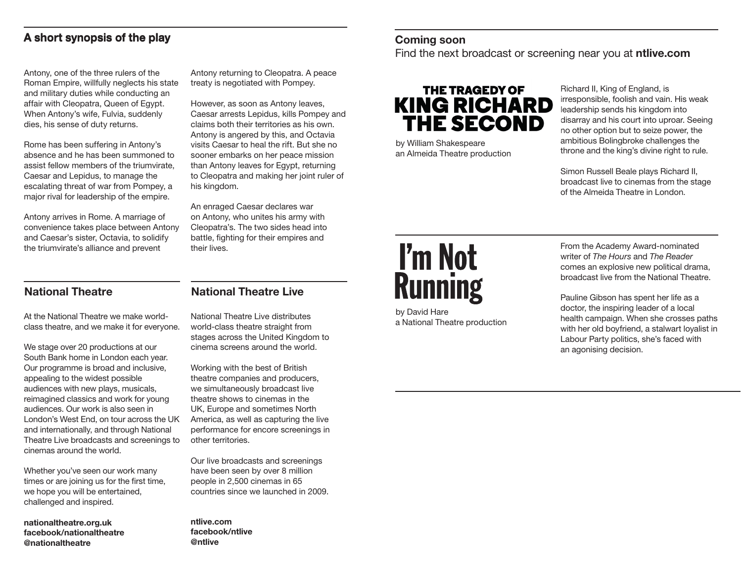## A short synopsis of the play

Antony, one of the three rulers of the Roman Empire, willfully neglects his state and military duties while conducting an affair with Cleopatra, Queen of Egypt. When Antony's wife, Fulvia, suddenly dies, his sense of duty returns.

Rome has been suffering in Antony's absence and he has been summoned to assist fellow members of the triumvirate, Caesar and Lepidus, to manage the escalating threat of war from Pompey, a major rival for leadership of the empire.

Antony arrives in Rome. A marriage of convenience takes place between Antony and Caesar's sister, Octavia, to solidify the triumvirate's alliance and prevent Antony returning to Cleopatra. A peace treaty is negotiated with Pompey.

However, as soon as Antony leaves, Caesar arrests Lepidus, kills Pompey and claims both their territories as his own. Antony is angered by this, and Octavia visits Caesar to heal the rift. But she no sooner embarks on her peace mission than Antony leaves for Egypt, returning to Cleopatra and making her joint ruler of his kingdom.

An enraged Caesar declares war on Antony, who unites his army with Cleopatra's. The two sides head into battle, fighting for their empires and their lives.

## National Theatre

At the National Theatre we make world-class theatre, and we make it for everyone.

We stage over 20 productions at our South Bank home in London each year. Our programme is broad and inclusive, appealing to the widest possible audiences with new plays, musicals, reimagined classics and work for young audiences. Our work is also seen in London's West End, on tour across the UK and internationally, and through National Theatre Live broadcasts and screenings to cinemas around the world.

Whether you've seen our work many times or are joining us for the first time, we hope you will be entertained, challenged and inspired.

**nationaltheatre.org.uk**
**facebook/nationaltheatre**
**@nationaltheatre**

## National Theatre Live

National Theatre Live distributes world-class theatre straight from stages across the United Kingdom to cinema screens around the world.

Working with the best of British theatre companies and producers, we simultaneously broadcast live theatre shows to cinemas in the UK, Europe and sometimes North America, as well as capturing the live performance for encore screenings in other territories.

Our live broadcasts and screenings have been seen by over 8 million people in 2,500 cinemas in 65 countries since we launched in 2009.

**ntlive.com**
**facebook/ntlive**
**@ntlive**

## Coming soon

Find the next broadcast or screening near you at **ntlive.com**

### THE TRAGEDY OF KING RICHARD THE SECOND

by William Shakespeare
an Almeida Theatre production

Richard II, King of England, is irresponsible, foolish and vain. His weak leadership sends his kingdom into disarray and his court into uproar. Seeing no other option but to seize power, the ambitious Bolingbroke challenges the throne and the king's divine right to rule.

Simon Russell Beale plays Richard II, broadcast live to cinemas from the stage of the Almeida Theatre in London.

### I'm Not Running

by David Hare
a National Theatre production

From the Academy Award-nominated writer of *The Hours* and *The Reader* comes an explosive new political drama, broadcast live from the National Theatre.

Pauline Gibson has spent her life as a doctor, the inspiring leader of a local health campaign. When she crosses paths with her old boyfriend, a stalwart loyalist in Labour Party politics, she's faced with an agonising decision.